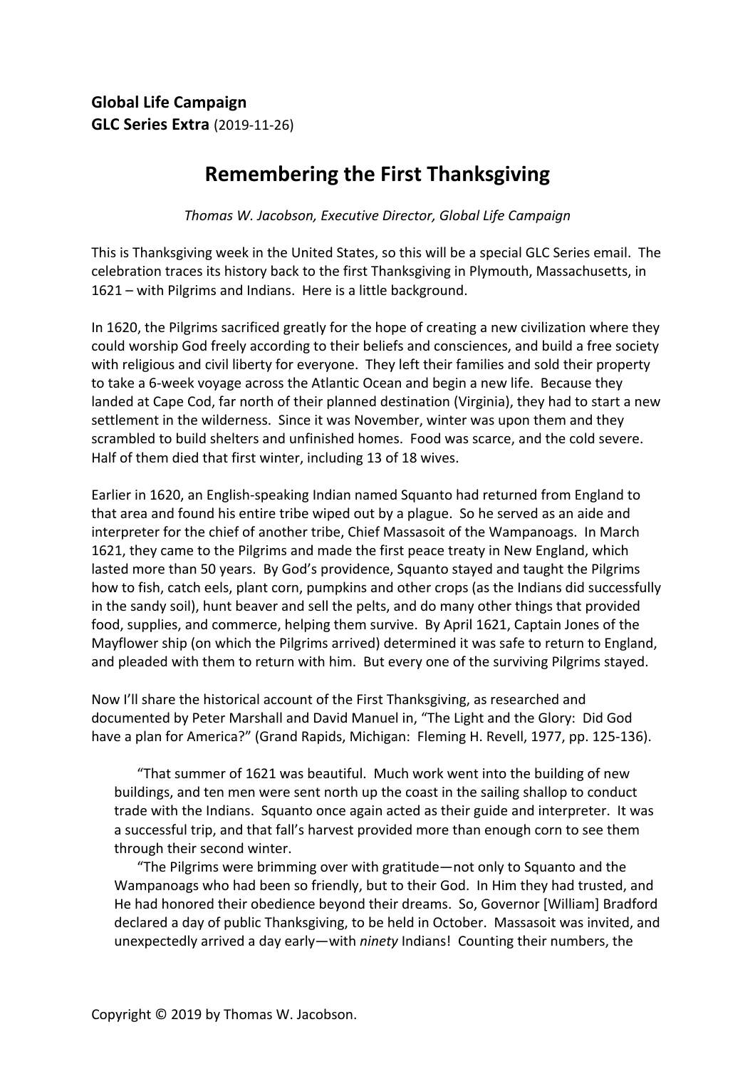**Global Life Campaign**
**GLC Series Extra** (2019-11-26)

# Remembering the First Thanksgiving

*Thomas W. Jacobson, Executive Director, Global Life Campaign*

This is Thanksgiving week in the United States, so this will be a special GLC Series email. The celebration traces its history back to the first Thanksgiving in Plymouth, Massachusetts, in 1621 – with Pilgrims and Indians. Here is a little background.

In 1620, the Pilgrims sacrificed greatly for the hope of creating a new civilization where they could worship God freely according to their beliefs and consciences, and build a free society with religious and civil liberty for everyone. They left their families and sold their property to take a 6-week voyage across the Atlantic Ocean and begin a new life. Because they landed at Cape Cod, far north of their planned destination (Virginia), they had to start a new settlement in the wilderness. Since it was November, winter was upon them and they scrambled to build shelters and unfinished homes. Food was scarce, and the cold severe. Half of them died that first winter, including 13 of 18 wives.

Earlier in 1620, an English-speaking Indian named Squanto had returned from England to that area and found his entire tribe wiped out by a plague. So he served as an aide and interpreter for the chief of another tribe, Chief Massasoit of the Wampanoags. In March 1621, they came to the Pilgrims and made the first peace treaty in New England, which lasted more than 50 years. By God's providence, Squanto stayed and taught the Pilgrims how to fish, catch eels, plant corn, pumpkins and other crops (as the Indians did successfully in the sandy soil), hunt beaver and sell the pelts, and do many other things that provided food, supplies, and commerce, helping them survive. By April 1621, Captain Jones of the Mayflower ship (on which the Pilgrims arrived) determined it was safe to return to England, and pleaded with them to return with him. But every one of the surviving Pilgrims stayed.

Now I'll share the historical account of the First Thanksgiving, as researched and documented by Peter Marshall and David Manuel in, "The Light and the Glory: Did God have a plan for America?" (Grand Rapids, Michigan: Fleming H. Revell, 1977, pp. 125-136).

> "That summer of 1621 was beautiful. Much work went into the building of new buildings, and ten men were sent north up the coast in the sailing shallop to conduct trade with the Indians. Squanto once again acted as their guide and interpreter. It was a successful trip, and that fall's harvest provided more than enough corn to see them through their second winter.
>
> "The Pilgrims were brimming over with gratitude—not only to Squanto and the Wampanoags who had been so friendly, but to their God. In Him they had trusted, and He had honored their obedience beyond their dreams. So, Governor [William] Bradford declared a day of public Thanksgiving, to be held in October. Massasoit was invited, and unexpectedly arrived a day early—with *ninety* Indians! Counting their numbers, the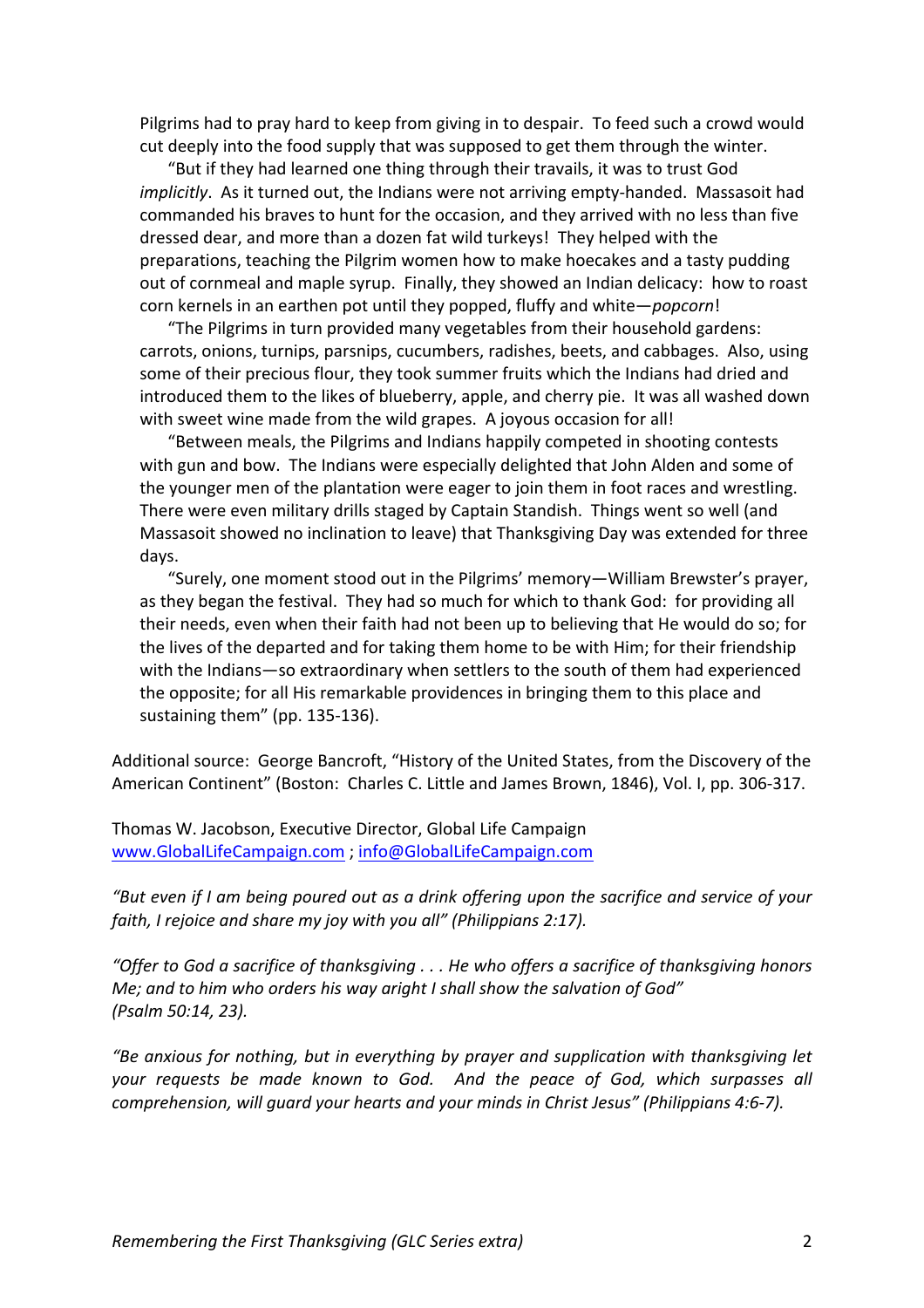Pilgrims had to pray hard to keep from giving in to despair. To feed such a crowd would cut deeply into the food supply that was supposed to get them through the winter.

"But if they had learned one thing through their travails, it was to trust God *implicitly*. As it turned out, the Indians were not arriving empty-handed. Massasoit had commanded his braves to hunt for the occasion, and they arrived with no less than five dressed dear, and more than a dozen fat wild turkeys! They helped with the preparations, teaching the Pilgrim women how to make hoecakes and a tasty pudding out of cornmeal and maple syrup. Finally, they showed an Indian delicacy: how to roast corn kernels in an earthen pot until they popped, fluffy and white—*popcorn*!

"The Pilgrims in turn provided many vegetables from their household gardens: carrots, onions, turnips, parsnips, cucumbers, radishes, beets, and cabbages. Also, using some of their precious flour, they took summer fruits which the Indians had dried and introduced them to the likes of blueberry, apple, and cherry pie. It was all washed down with sweet wine made from the wild grapes. A joyous occasion for all!

"Between meals, the Pilgrims and Indians happily competed in shooting contests with gun and bow. The Indians were especially delighted that John Alden and some of the younger men of the plantation were eager to join them in foot races and wrestling. There were even military drills staged by Captain Standish. Things went so well (and Massasoit showed no inclination to leave) that Thanksgiving Day was extended for three days.

"Surely, one moment stood out in the Pilgrims' memory—William Brewster's prayer, as they began the festival. They had so much for which to thank God: for providing all their needs, even when their faith had not been up to believing that He would do so; for the lives of the departed and for taking them home to be with Him; for their friendship with the Indians—so extraordinary when settlers to the south of them had experienced the opposite; for all His remarkable providences in bringing them to this place and sustaining them" (pp. 135-136).

Additional source: George Bancroft, "History of the United States, from the Discovery of the American Continent" (Boston: Charles C. Little and James Brown, 1846), Vol. I, pp. 306-317.

Thomas W. Jacobson, Executive Director, Global Life Campaign
www.GlobalLifeCampaign.com ; info@GlobalLifeCampaign.com

*"But even if I am being poured out as a drink offering upon the sacrifice and service of your faith, I rejoice and share my joy with you all" (Philippians 2:17).*

*"Offer to God a sacrifice of thanksgiving . . . He who offers a sacrifice of thanksgiving honors Me; and to him who orders his way aright I shall show the salvation of God" (Psalm 50:14, 23).*

*"Be anxious for nothing, but in everything by prayer and supplication with thanksgiving let your requests be made known to God. And the peace of God, which surpasses all comprehension, will guard your hearts and your minds in Christ Jesus" (Philippians 4:6-7).*